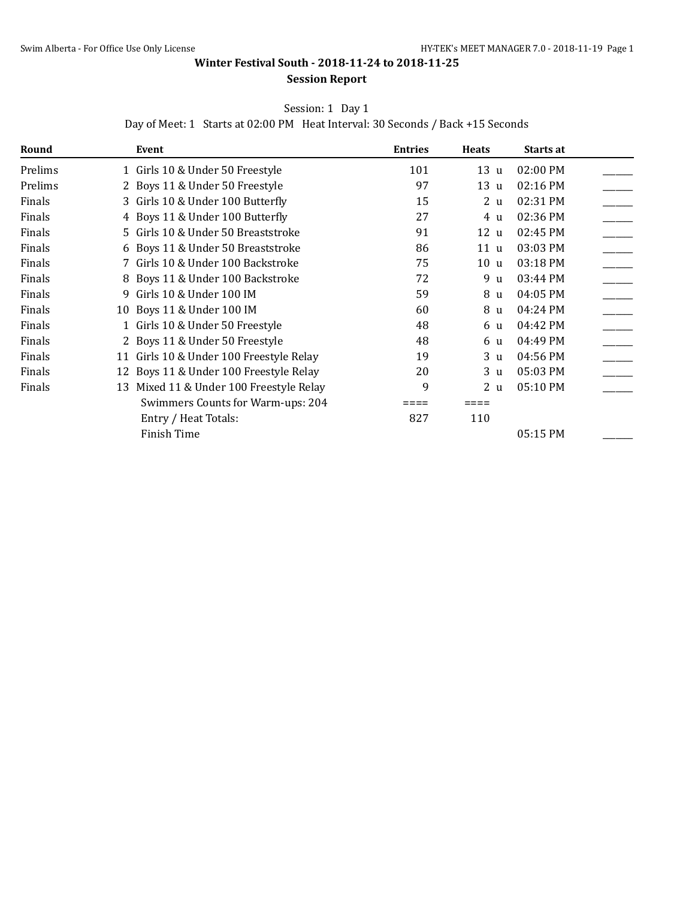# Winter Festival South - 2018-11-24 to 2018-11-25

## Session Report

Session: 1 Day 1

Day of Meet: 1 Starts at 02:00 PM Heat Interval: 30 Seconds / Back +15 Seconds

| Round | | Event | Entries | Heats | | Starts at | |
|---|---|---|---|---|---|---|---|
| Prelims | 1 | Girls 10 & Under 50 Freestyle | 101 | 13 | u | 02:00 PM | ______ |
| Prelims | 2 | Boys 11 & Under 50 Freestyle | 97 | 13 | u | 02:16 PM | ______ |
| Finals | 3 | Girls 10 & Under 100 Butterfly | 15 | 2 | u | 02:31 PM | ______ |
| Finals | 4 | Boys 11 & Under 100 Butterfly | 27 | 4 | u | 02:36 PM | ______ |
| Finals | 5 | Girls 10 & Under 50 Breaststroke | 91 | 12 | u | 02:45 PM | ______ |
| Finals | 6 | Boys 11 & Under 50 Breaststroke | 86 | 11 | u | 03:03 PM | ______ |
| Finals | 7 | Girls 10 & Under 100 Backstroke | 75 | 10 | u | 03:18 PM | ______ |
| Finals | 8 | Boys 11 & Under 100 Backstroke | 72 | 9 | u | 03:44 PM | ______ |
| Finals | 9 | Girls 10 & Under 100 IM | 59 | 8 | u | 04:05 PM | ______ |
| Finals | 10 | Boys 11 & Under 100 IM | 60 | 8 | u | 04:24 PM | ______ |
| Finals | 1 | Girls 10 & Under 50 Freestyle | 48 | 6 | u | 04:42 PM | ______ |
| Finals | 2 | Boys 11 & Under 50 Freestyle | 48 | 6 | u | 04:49 PM | ______ |
| Finals | 11 | Girls 10 & Under 100 Freestyle Relay | 19 | 3 | u | 04:56 PM | ______ |
| Finals | 12 | Boys 11 & Under 100 Freestyle Relay | 20 | 3 | u | 05:03 PM | ______ |
| Finals | 13 | Mixed 11 & Under 100 Freestyle Relay | 9 | 2 | u | 05:10 PM | ______ |
| | | Swimmers Counts for Warm-ups: 204 | ==== | ==== | | | |
| | | Entry / Heat Totals: | 827 | 110 | | | |
| | | Finish Time | | | | 05:15 PM | ______ |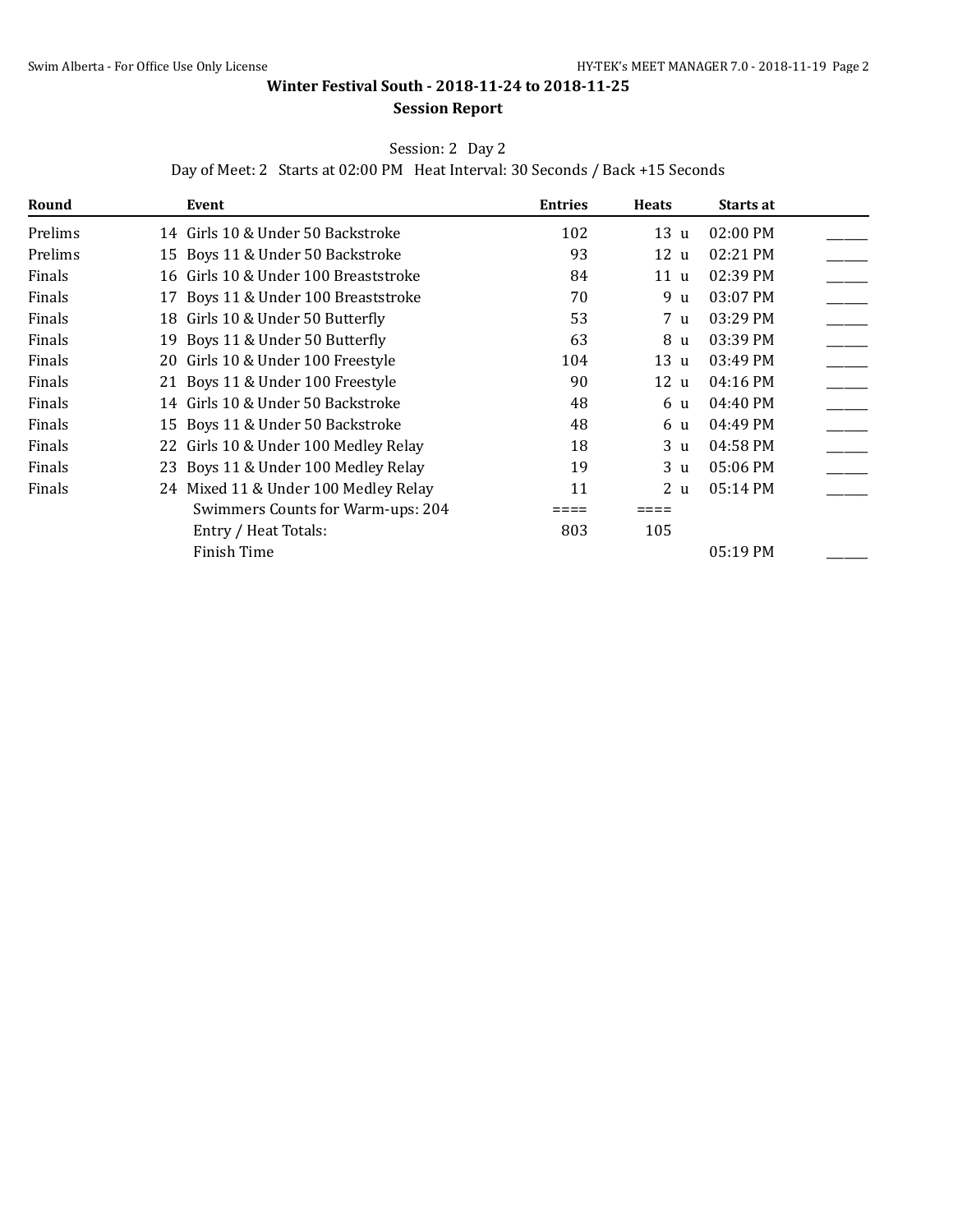**Winter Festival South - 2018-11-24 to 2018-11-25**

**Session Report**

Session: 2 Day 2

Day of Meet: 2 Starts at 02:00 PM Heat Interval: 30 Seconds / Back +15 Seconds

| Round | Event | Entries | Heats | Starts at | |
|---|---|---|---|---|---|
| Prelims | 14 Girls 10 & Under 50 Backstroke | 102 | 13 u | 02:00 PM | ______ |
| Prelims | 15 Boys 11 & Under 50 Backstroke | 93 | 12 u | 02:21 PM | ______ |
| Finals | 16 Girls 10 & Under 100 Breaststroke | 84 | 11 u | 02:39 PM | ______ |
| Finals | 17 Boys 11 & Under 100 Breaststroke | 70 | 9 u | 03:07 PM | ______ |
| Finals | 18 Girls 10 & Under 50 Butterfly | 53 | 7 u | 03:29 PM | ______ |
| Finals | 19 Boys 11 & Under 50 Butterfly | 63 | 8 u | 03:39 PM | ______ |
| Finals | 20 Girls 10 & Under 100 Freestyle | 104 | 13 u | 03:49 PM | ______ |
| Finals | 21 Boys 11 & Under 100 Freestyle | 90 | 12 u | 04:16 PM | ______ |
| Finals | 14 Girls 10 & Under 50 Backstroke | 48 | 6 u | 04:40 PM | ______ |
| Finals | 15 Boys 11 & Under 50 Backstroke | 48 | 6 u | 04:49 PM | ______ |
| Finals | 22 Girls 10 & Under 100 Medley Relay | 18 | 3 u | 04:58 PM | ______ |
| Finals | 23 Boys 11 & Under 100 Medley Relay | 19 | 3 u | 05:06 PM | ______ |
| Finals | 24 Mixed 11 & Under 100 Medley Relay | 11 | 2 u | 05:14 PM | ______ |
| | Swimmers Counts for Warm-ups: 204 | ==== | ==== | | |
| | Entry / Heat Totals: | 803 | 105 | | |
| | Finish Time | | | 05:19 PM | ______ |